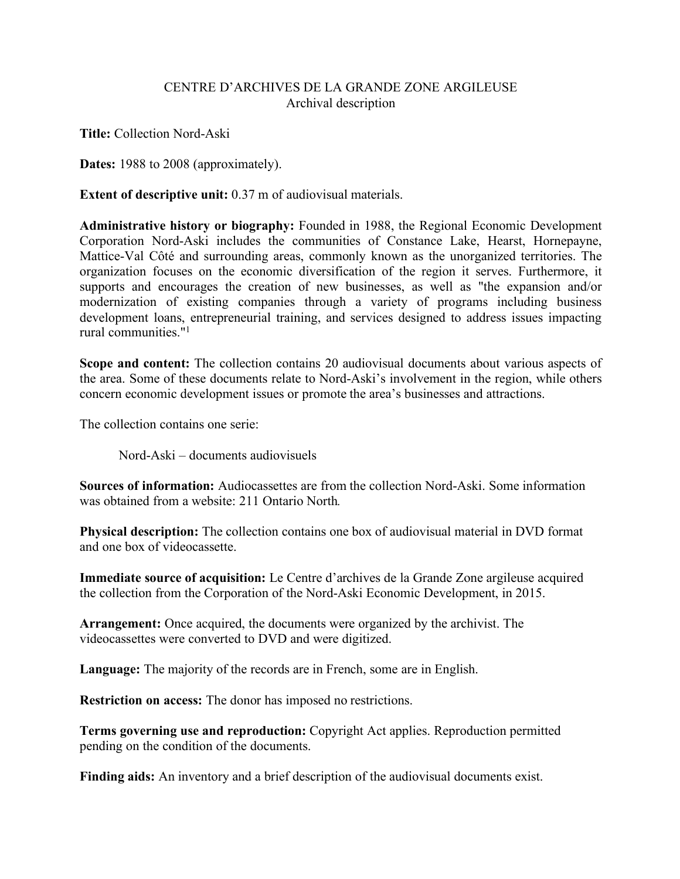CENTRE D'ARCHIVES DE LA GRANDE ZONE ARGILEUSE
Archival description

**Title:** Collection Nord-Aski

**Dates:** 1988 to 2008 (approximately).

**Extent of descriptive unit:** 0.37 m of audiovisual materials.

**Administrative history or biography:** Founded in 1988, the Regional Economic Development Corporation Nord-Aski includes the communities of Constance Lake, Hearst, Hornepayne, Mattice-Val Côté and surrounding areas, commonly known as the unorganized territories. The organization focuses on the economic diversification of the region it serves. Furthermore, it supports and encourages the creation of new businesses, as well as "the expansion and/or modernization of existing companies through a variety of programs including business development loans, entrepreneurial training, and services designed to address issues impacting rural communities."[1]

**Scope and content:** The collection contains 20 audiovisual documents about various aspects of the area. Some of these documents relate to Nord-Aski's involvement in the region, while others concern economic development issues or promote the area's businesses and attractions.

The collection contains one serie:

> Nord-Aski – documents audiovisuels

**Sources of information:** Audiocassettes are from the collection Nord-Aski. Some information was obtained from a website: 211 Ontario North.

**Physical description:** The collection contains one box of audiovisual material in DVD format and one box of videocassette.

**Immediate source of acquisition:** Le Centre d'archives de la Grande Zone argileuse acquired the collection from the Corporation of the Nord-Aski Economic Development, in 2015.

**Arrangement:** Once acquired, the documents were organized by the archivist. The videocassettes were converted to DVD and were digitized.

**Language:** The majority of the records are in French, some are in English.

**Restriction on access:** The donor has imposed no restrictions.

**Terms governing use and reproduction:** Copyright Act applies. Reproduction permitted pending on the condition of the documents.

**Finding aids:** An inventory and a brief description of the audiovisual documents exist.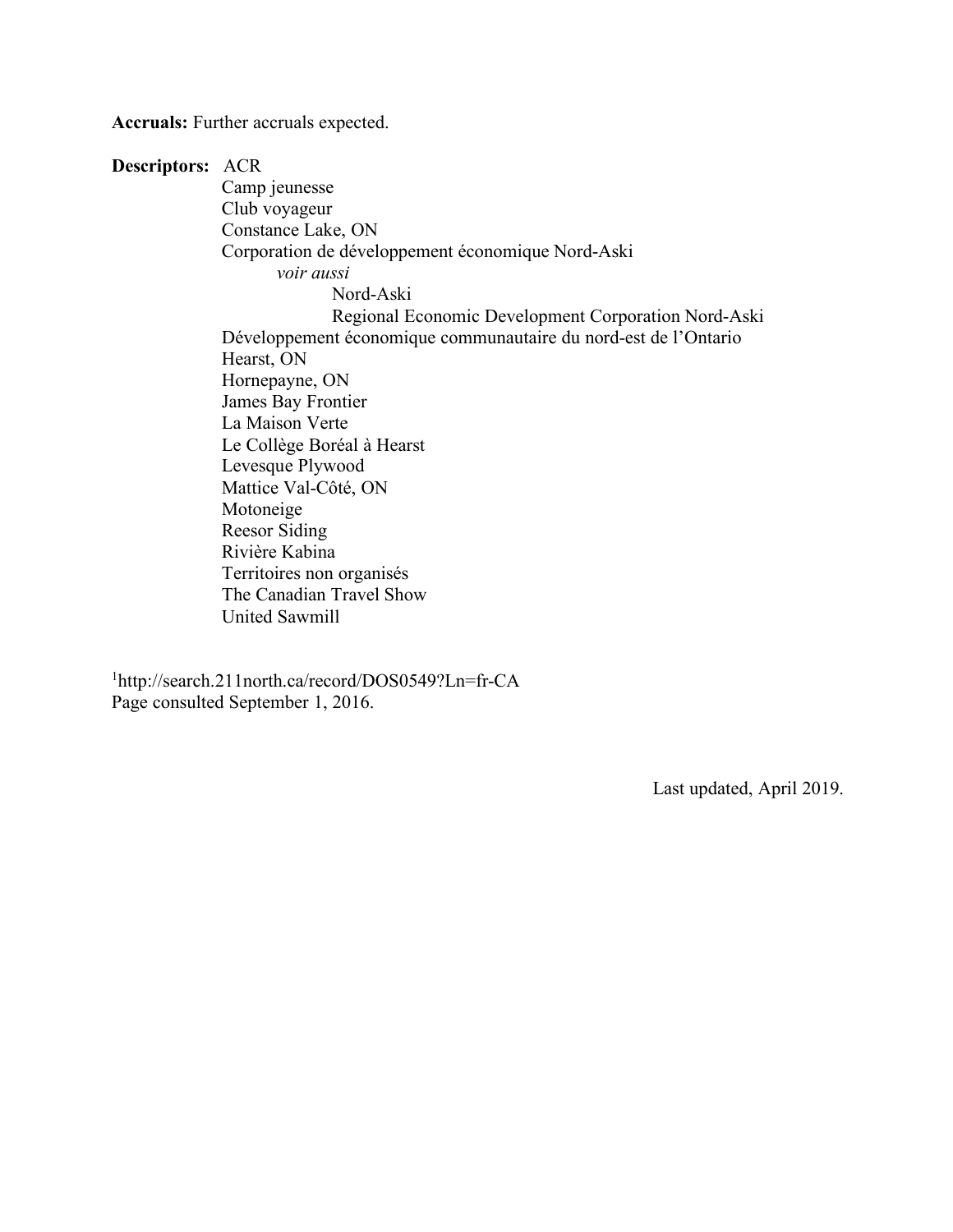**Accruals:** Further accruals expected.

**Descriptors:**

- ACR
- Camp jeunesse
- Club voyageur
- Constance Lake, ON
- Corporation de développement économique Nord-Aski
  - *voir aussi*
    - Nord-Aski
    - Regional Economic Development Corporation Nord-Aski
- Développement économique communautaire du nord-est de l'Ontario
- Hearst, ON
- Hornepayne, ON
- James Bay Frontier
- La Maison Verte
- Le Collège Boréal à Hearst
- Levesque Plywood
- Mattice Val-Côté, ON
- Motoneige
- Reesor Siding
- Rivière Kabina
- Territoires non organisés
- The Canadian Travel Show
- United Sawmill

[1]http://search.211north.ca/record/DOS0549?Ln=fr-CA
Page consulted September 1, 2016.

Last updated, April 2019.